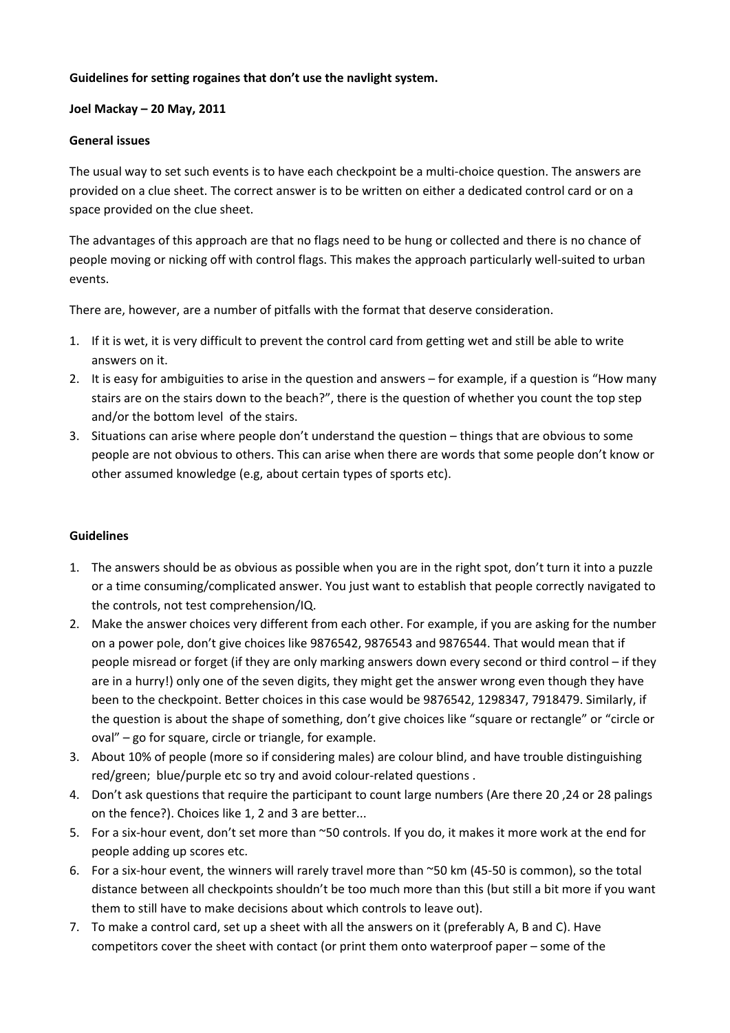**Guidelines for setting rogaines that don't use the navlight system.**

**Joel Mackay – 20 May, 2011**

**General issues**

The usual way to set such events is to have each checkpoint be a multi-choice question. The answers are provided on a clue sheet. The correct answer is to be written on either a dedicated control card or on a space provided on the clue sheet.

The advantages of this approach are that no flags need to be hung or collected and there is no chance of people moving or nicking off with control flags. This makes the approach particularly well-suited to urban events.

There are, however, are a number of pitfalls with the format that deserve consideration.

1. If it is wet, it is very difficult to prevent the control card from getting wet and still be able to write answers on it.
2. It is easy for ambiguities to arise in the question and answers – for example, if a question is "How many stairs are on the stairs down to the beach?", there is the question of whether you count the top step and/or the bottom level of the stairs.
3. Situations can arise where people don't understand the question – things that are obvious to some people are not obvious to others. This can arise when there are words that some people don't know or other assumed knowledge (e.g, about certain types of sports etc).

**Guidelines**

1. The answers should be as obvious as possible when you are in the right spot, don't turn it into a puzzle or a time consuming/complicated answer. You just want to establish that people correctly navigated to the controls, not test comprehension/IQ.
2. Make the answer choices very different from each other. For example, if you are asking for the number on a power pole, don't give choices like 9876542, 9876543 and 9876544. That would mean that if people misread or forget (if they are only marking answers down every second or third control – if they are in a hurry!) only one of the seven digits, they might get the answer wrong even though they have been to the checkpoint. Better choices in this case would be 9876542, 1298347, 7918479. Similarly, if the question is about the shape of something, don't give choices like "square or rectangle" or "circle or oval" – go for square, circle or triangle, for example.
3. About 10% of people (more so if considering males) are colour blind, and have trouble distinguishing red/green; blue/purple etc so try and avoid colour-related questions .
4. Don't ask questions that require the participant to count large numbers (Are there 20 ,24 or 28 palings on the fence?). Choices like 1, 2 and 3 are better...
5. For a six-hour event, don't set more than ~50 controls. If you do, it makes it more work at the end for people adding up scores etc.
6. For a six-hour event, the winners will rarely travel more than ~50 km (45-50 is common), so the total distance between all checkpoints shouldn't be too much more than this (but still a bit more if you want them to still have to make decisions about which controls to leave out).
7. To make a control card, set up a sheet with all the answers on it (preferably A, B and C). Have competitors cover the sheet with contact (or print them onto waterproof paper – some of the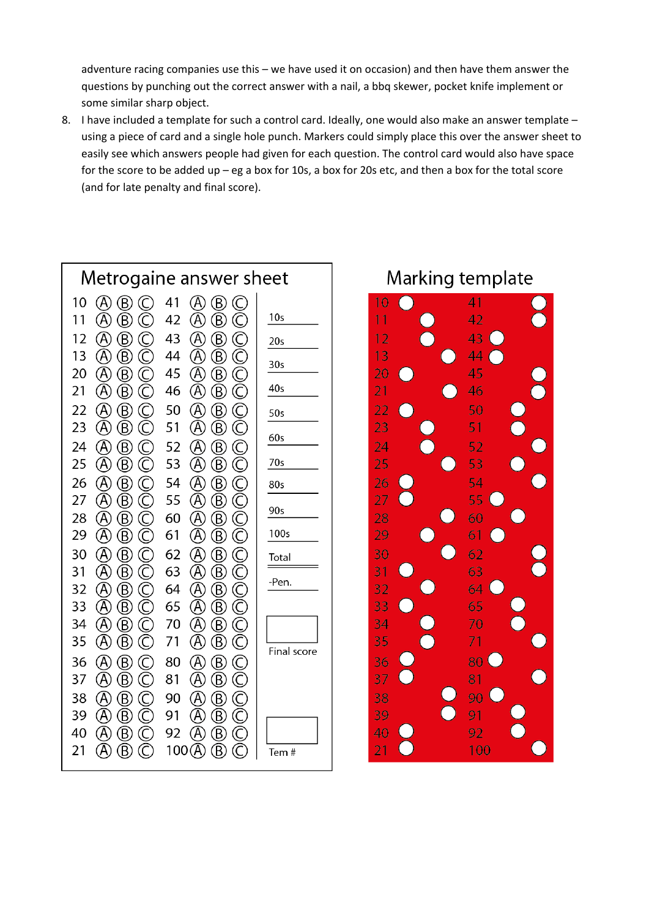adventure racing companies use this – we have used it on occasion) and then have them answer the questions by punching out the correct answer with a nail, a bbq skewer, pocket knife implement or some similar sharp object.

8. I have included a template for such a control card. Ideally, one would also make an answer template – using a piece of card and a single hole punch. Markers could simply place this over the answer sheet to easily see which answers people had given for each question. The control card would also have space for the score to be added up – eg a box for 10s, a box for 20s etc, and then a box for the total score (and for late penalty and final score).

## Metrogaine answer sheet

| | | | | | | | | |
|---|---|---|---|---|---|---|---|---|
| 10 | Ⓐ | Ⓑ | Ⓒ | 41 | Ⓐ | Ⓑ | Ⓒ | |
| 11 | Ⓐ | Ⓑ | Ⓒ | 42 | Ⓐ | Ⓑ | Ⓒ | 10s |
| 12 | Ⓐ | Ⓑ | Ⓒ | 43 | Ⓐ | Ⓑ | Ⓒ | 20s |
| 13 | Ⓐ | Ⓑ | Ⓒ | 44 | Ⓐ | Ⓑ | Ⓒ | |
| 20 | Ⓐ | Ⓑ | Ⓒ | 45 | Ⓐ | Ⓑ | Ⓒ | 30s |
| 21 | Ⓐ | Ⓑ | Ⓒ | 46 | Ⓐ | Ⓑ | Ⓒ | 40s |
| 22 | Ⓐ | Ⓑ | Ⓒ | 50 | Ⓐ | Ⓑ | Ⓒ | 50s |
| 23 | Ⓐ | Ⓑ | Ⓒ | 51 | Ⓐ | Ⓑ | Ⓒ | |
| 24 | Ⓐ | Ⓑ | Ⓒ | 52 | Ⓐ | Ⓑ | Ⓒ | 60s |
| 25 | Ⓐ | Ⓑ | Ⓒ | 53 | Ⓐ | Ⓑ | Ⓒ | 70s |
| 26 | Ⓐ | Ⓑ | Ⓒ | 54 | Ⓐ | Ⓑ | Ⓒ | 80s |
| 27 | Ⓐ | Ⓑ | Ⓒ | 55 | Ⓐ | Ⓑ | Ⓒ | |
| 28 | Ⓐ | Ⓑ | Ⓒ | 60 | Ⓐ | Ⓑ | Ⓒ | 90s |
| 29 | Ⓐ | Ⓑ | Ⓒ | 61 | Ⓐ | Ⓑ | Ⓒ | 100s |
| 30 | Ⓐ | Ⓑ | Ⓒ | 62 | Ⓐ | Ⓑ | Ⓒ | Total |
| 31 | Ⓐ | Ⓑ | Ⓒ | 63 | Ⓐ | Ⓑ | Ⓒ | |
| 32 | Ⓐ | Ⓑ | Ⓒ | 64 | Ⓐ | Ⓑ | Ⓒ | -Pen. |
| 33 | Ⓐ | Ⓑ | Ⓒ | 65 | Ⓐ | Ⓑ | Ⓒ | |
| 34 | Ⓐ | Ⓑ | Ⓒ | 70 | Ⓐ | Ⓑ | Ⓒ | |
| 35 | Ⓐ | Ⓑ | Ⓒ | 71 | Ⓐ | Ⓑ | Ⓒ | Final score |
| 36 | Ⓐ | Ⓑ | Ⓒ | 80 | Ⓐ | Ⓑ | Ⓒ | |
| 37 | Ⓐ | Ⓑ | Ⓒ | 81 | Ⓐ | Ⓑ | Ⓒ | |
| 38 | Ⓐ | Ⓑ | Ⓒ | 90 | Ⓐ | Ⓑ | Ⓒ | |
| 39 | Ⓐ | Ⓑ | Ⓒ | 91 | Ⓐ | Ⓑ | Ⓒ | |
| 40 | Ⓐ | Ⓑ | Ⓒ | 92 | Ⓐ | Ⓑ | Ⓒ | |
| 21 | Ⓐ | Ⓑ | Ⓒ | 100 | Ⓐ | Ⓑ | Ⓒ | Tem # |

## Marking template

| | | | | | | | |
|---|---|---|---|---|---|---|---|
| 10 | ○ | | | 41 | | | ○ |
| 11 | | ○ | | 42 | | | ○ |
| 12 | | ○ | | 43 | ○ | | |
| 13 | | | ○ | 44 | ○ | | |
| 20 | ○ | | | 45 | | | ○ |
| 21 | | | ○ | 46 | | | ○ |
| 22 | ○ | | | 50 | | ○ | |
| 23 | | ○ | | 51 | | ○ | |
| 24 | | ○ | | 52 | | | ○ |
| 25 | | | ○ | 53 | | ○ | |
| 26 | ○ | | | 54 | | | ○ |
| 27 | ○ | | | 55 | ○ | | |
| 28 | | | ○ | 60 | | ○ | |
| 29 | | ○ | | 61 | ○ | | |
| 30 | | | ○ | 62 | | | ○ |
| 31 | ○ | | | 63 | | | ○ |
| 32 | | ○ | | 64 | ○ | | |
| 33 | ○ | | | 65 | | ○ | |
| 34 | | ○ | | 70 | | ○ | |
| 35 | | ○ | | 71 | | | ○ |
| 36 | ○ | | | 80 | ○ | | |
| 37 | ○ | | | 81 | | | ○ |
| 38 | | | ○ | 90 | ○ | | |
| 39 | | | ○ | 91 | | ○ | |
| 40 | ○ | | | 92 | | ○ | |
| 21 | ○ | | | 100 | | | ○ |